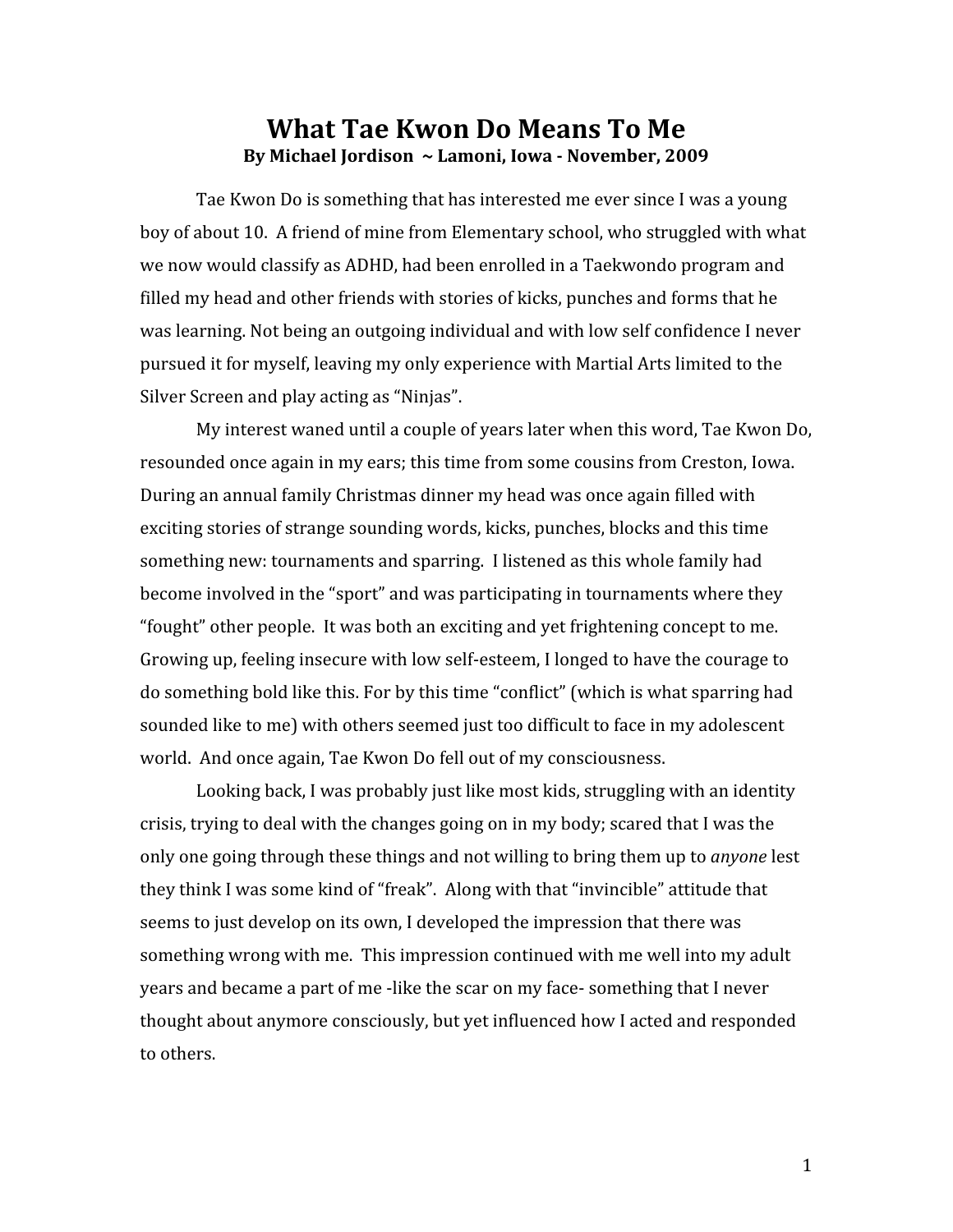# What Tae Kwon Do Means To Me

**By Michael Jordison ~ Lamoni, Iowa - November, 2009**

Tae Kwon Do is something that has interested me ever since I was a young boy of about 10. A friend of mine from Elementary school, who struggled with what we now would classify as ADHD, had been enrolled in a Taekwondo program and filled my head and other friends with stories of kicks, punches and forms that he was learning. Not being an outgoing individual and with low self confidence I never pursued it for myself, leaving my only experience with Martial Arts limited to the Silver Screen and play acting as "Ninjas".

My interest waned until a couple of years later when this word, Tae Kwon Do, resounded once again in my ears; this time from some cousins from Creston, Iowa. During an annual family Christmas dinner my head was once again filled with exciting stories of strange sounding words, kicks, punches, blocks and this time something new: tournaments and sparring. I listened as this whole family had become involved in the "sport" and was participating in tournaments where they "fought" other people. It was both an exciting and yet frightening concept to me. Growing up, feeling insecure with low self-esteem, I longed to have the courage to do something bold like this. For by this time "conflict" (which is what sparring had sounded like to me) with others seemed just too difficult to face in my adolescent world. And once again, Tae Kwon Do fell out of my consciousness.

Looking back, I was probably just like most kids, struggling with an identity crisis, trying to deal with the changes going on in my body; scared that I was the only one going through these things and not willing to bring them up to *anyone* lest they think I was some kind of "freak". Along with that "invincible" attitude that seems to just develop on its own, I developed the impression that there was something wrong with me. This impression continued with me well into my adult years and became a part of me -like the scar on my face- something that I never thought about anymore consciously, but yet influenced how I acted and responded to others.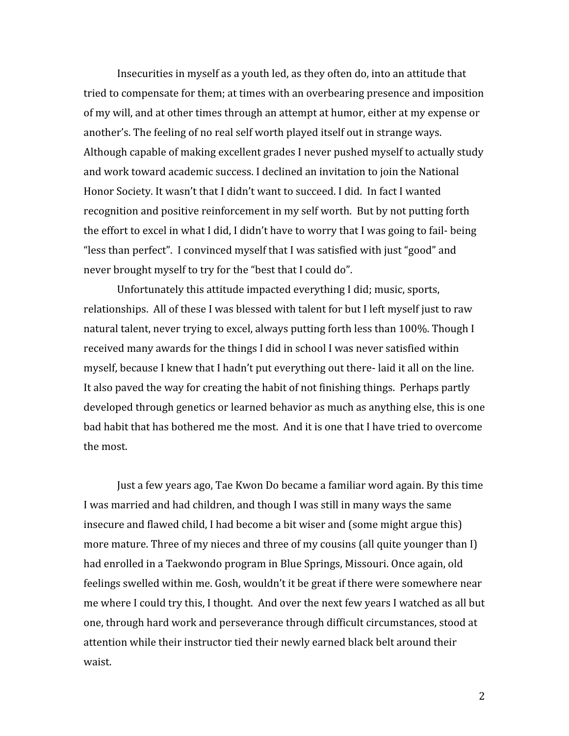Insecurities in myself as a youth led, as they often do, into an attitude that tried to compensate for them; at times with an overbearing presence and imposition of my will, and at other times through an attempt at humor, either at my expense or another's. The feeling of no real self worth played itself out in strange ways. Although capable of making excellent grades I never pushed myself to actually study and work toward academic success. I declined an invitation to join the National Honor Society. It wasn't that I didn't want to succeed. I did. In fact I wanted recognition and positive reinforcement in my self worth. But by not putting forth the effort to excel in what I did, I didn't have to worry that I was going to fail- being "less than perfect". I convinced myself that I was satisfied with just "good" and never brought myself to try for the "best that I could do".

Unfortunately this attitude impacted everything I did; music, sports, relationships. All of these I was blessed with talent for but I left myself just to raw natural talent, never trying to excel, always putting forth less than 100%. Though I received many awards for the things I did in school I was never satisfied within myself, because I knew that I hadn't put everything out there- laid it all on the line. It also paved the way for creating the habit of not finishing things. Perhaps partly developed through genetics or learned behavior as much as anything else, this is one bad habit that has bothered me the most. And it is one that I have tried to overcome the most.

Just a few years ago, Tae Kwon Do became a familiar word again. By this time I was married and had children, and though I was still in many ways the same insecure and flawed child, I had become a bit wiser and (some might argue this) more mature. Three of my nieces and three of my cousins (all quite younger than I) had enrolled in a Taekwondo program in Blue Springs, Missouri. Once again, old feelings swelled within me. Gosh, wouldn't it be great if there were somewhere near me where I could try this, I thought. And over the next few years I watched as all but one, through hard work and perseverance through difficult circumstances, stood at attention while their instructor tied their newly earned black belt around their waist.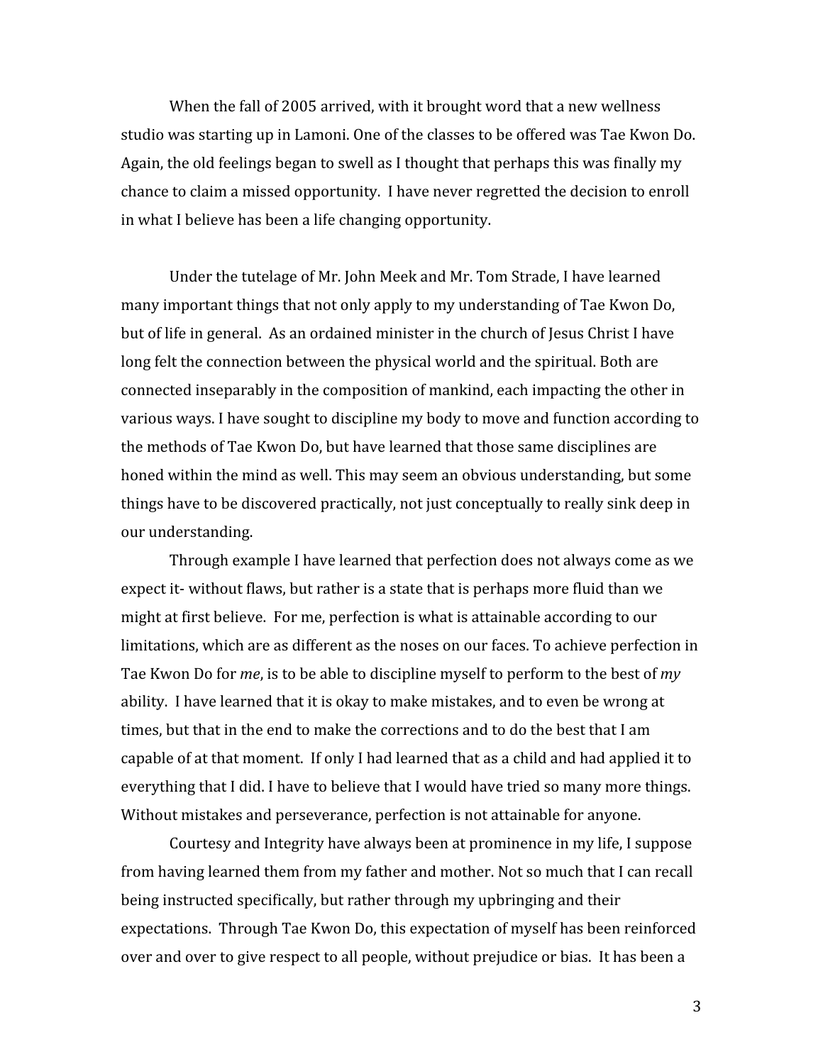When the fall of 2005 arrived, with it brought word that a new wellness studio was starting up in Lamoni. One of the classes to be offered was Tae Kwon Do. Again, the old feelings began to swell as I thought that perhaps this was finally my chance to claim a missed opportunity. I have never regretted the decision to enroll in what I believe has been a life changing opportunity.

Under the tutelage of Mr. John Meek and Mr. Tom Strade, I have learned many important things that not only apply to my understanding of Tae Kwon Do, but of life in general. As an ordained minister in the church of Jesus Christ I have long felt the connection between the physical world and the spiritual. Both are connected inseparably in the composition of mankind, each impacting the other in various ways. I have sought to discipline my body to move and function according to the methods of Tae Kwon Do, but have learned that those same disciplines are honed within the mind as well. This may seem an obvious understanding, but some things have to be discovered practically, not just conceptually to really sink deep in our understanding.

Through example I have learned that perfection does not always come as we expect it- without flaws, but rather is a state that is perhaps more fluid than we might at first believe. For me, perfection is what is attainable according to our limitations, which are as different as the noses on our faces. To achieve perfection in Tae Kwon Do for *me*, is to be able to discipline myself to perform to the best of *my* ability. I have learned that it is okay to make mistakes, and to even be wrong at times, but that in the end to make the corrections and to do the best that I am capable of at that moment. If only I had learned that as a child and had applied it to everything that I did. I have to believe that I would have tried so many more things. Without mistakes and perseverance, perfection is not attainable for anyone.

Courtesy and Integrity have always been at prominence in my life, I suppose from having learned them from my father and mother. Not so much that I can recall being instructed specifically, but rather through my upbringing and their expectations. Through Tae Kwon Do, this expectation of myself has been reinforced over and over to give respect to all people, without prejudice or bias. It has been a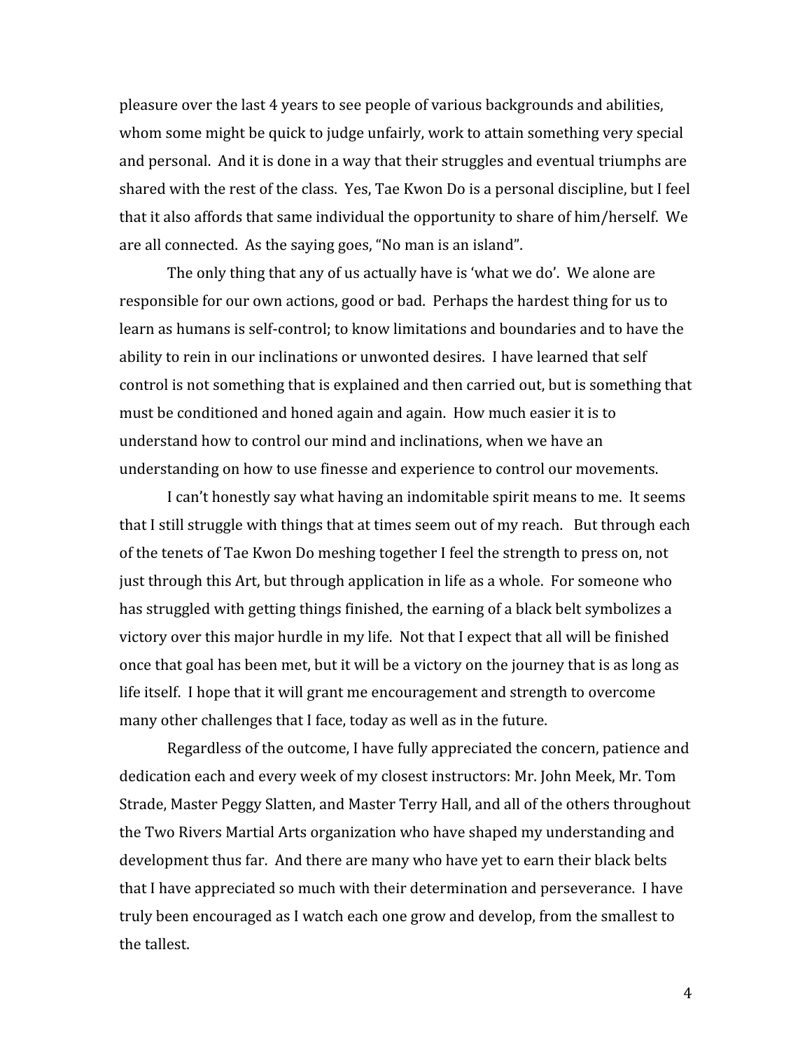pleasure over the last 4 years to see people of various backgrounds and abilities, whom some might be quick to judge unfairly, work to attain something very special and personal. And it is done in a way that their struggles and eventual triumphs are shared with the rest of the class. Yes, Tae Kwon Do is a personal discipline, but I feel that it also affords that same individual the opportunity to share of him/herself. We are all connected. As the saying goes, "No man is an island".

The only thing that any of us actually have is 'what we do'. We alone are responsible for our own actions, good or bad. Perhaps the hardest thing for us to learn as humans is self-control; to know limitations and boundaries and to have the ability to rein in our inclinations or unwonted desires. I have learned that self control is not something that is explained and then carried out, but is something that must be conditioned and honed again and again. How much easier it is to understand how to control our mind and inclinations, when we have an understanding on how to use finesse and experience to control our movements.

I can't honestly say what having an indomitable spirit means to me. It seems that I still struggle with things that at times seem out of my reach. But through each of the tenets of Tae Kwon Do meshing together I feel the strength to press on, not just through this Art, but through application in life as a whole. For someone who has struggled with getting things finished, the earning of a black belt symbolizes a victory over this major hurdle in my life. Not that I expect that all will be finished once that goal has been met, but it will be a victory on the journey that is as long as life itself. I hope that it will grant me encouragement and strength to overcome many other challenges that I face, today as well as in the future.

Regardless of the outcome, I have fully appreciated the concern, patience and dedication each and every week of my closest instructors: Mr. John Meek, Mr. Tom Strade, Master Peggy Slatten, and Master Terry Hall, and all of the others throughout the Two Rivers Martial Arts organization who have shaped my understanding and development thus far. And there are many who have yet to earn their black belts that I have appreciated so much with their determination and perseverance. I have truly been encouraged as I watch each one grow and develop, from the smallest to the tallest.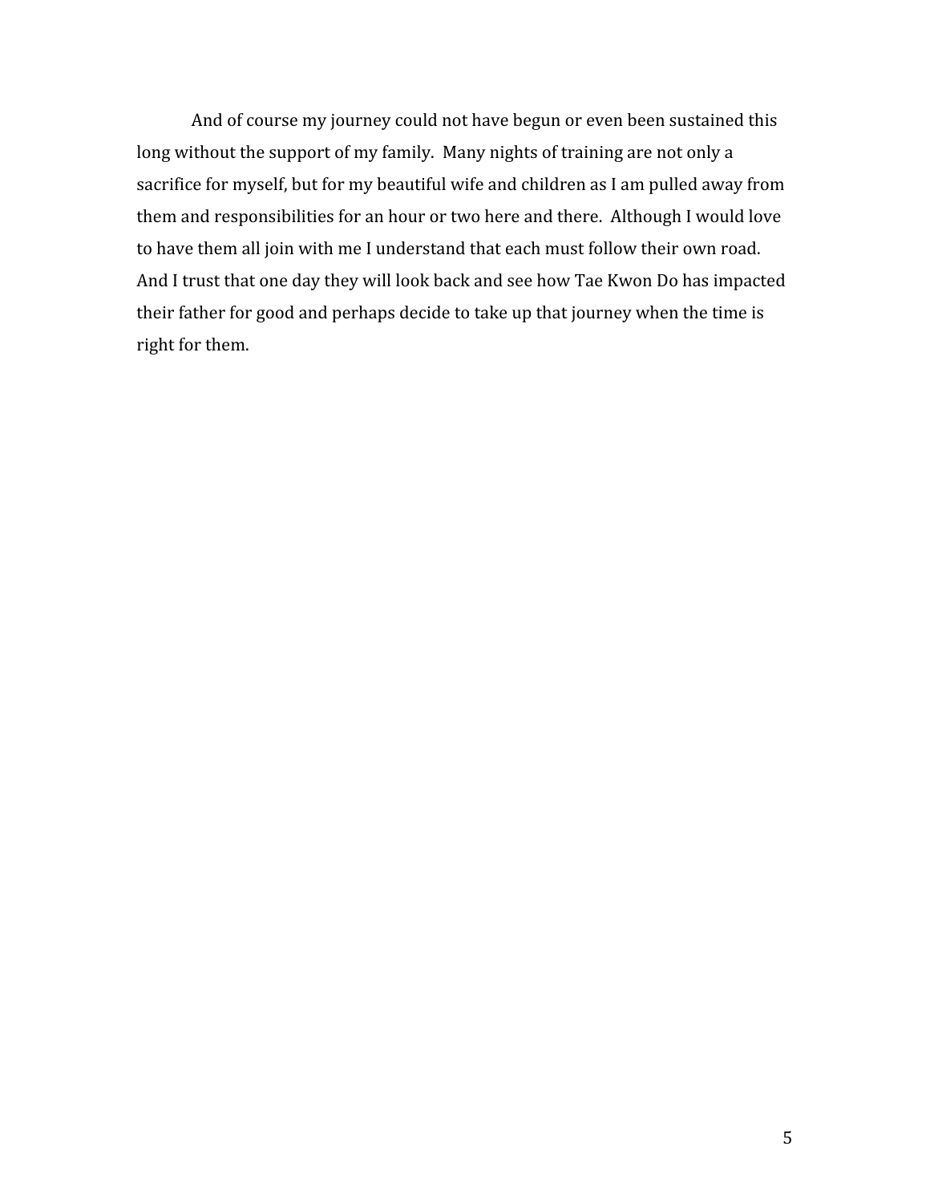And of course my journey could not have begun or even been sustained this long without the support of my family. Many nights of training are not only a sacrifice for myself, but for my beautiful wife and children as I am pulled away from them and responsibilities for an hour or two here and there. Although I would love to have them all join with me I understand that each must follow their own road. And I trust that one day they will look back and see how Tae Kwon Do has impacted their father for good and perhaps decide to take up that journey when the time is right for them.